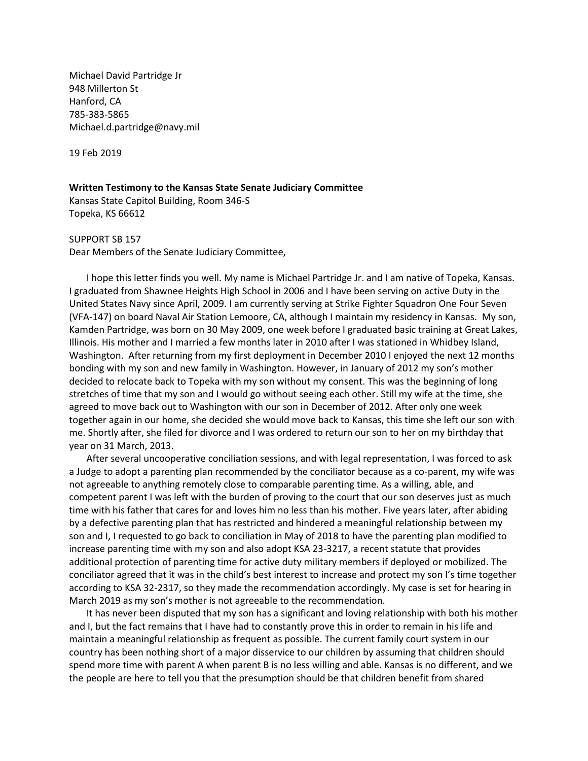Michael David Partridge Jr
948 Millerton St
Hanford, CA
785-383-5865
Michael.d.partridge@navy.mil

19 Feb 2019

**Written Testimony to the Kansas State Senate Judiciary Committee**
Kansas State Capitol Building, Room 346-S
Topeka, KS 66612

SUPPORT SB 157
Dear Members of the Senate Judiciary Committee,

I hope this letter finds you well. My name is Michael Partridge Jr. and I am native of Topeka, Kansas. I graduated from Shawnee Heights High School in 2006 and I have been serving on active Duty in the United States Navy since April, 2009. I am currently serving at Strike Fighter Squadron One Four Seven (VFA-147) on board Naval Air Station Lemoore, CA, although I maintain my residency in Kansas. My son, Kamden Partridge, was born on 30 May 2009, one week before I graduated basic training at Great Lakes, Illinois. His mother and I married a few months later in 2010 after I was stationed in Whidbey Island, Washington. After returning from my first deployment in December 2010 I enjoyed the next 12 months bonding with my son and new family in Washington. However, in January of 2012 my son's mother decided to relocate back to Topeka with my son without my consent. This was the beginning of long stretches of time that my son and I would go without seeing each other. Still my wife at the time, she agreed to move back out to Washington with our son in December of 2012. After only one week together again in our home, she decided she would move back to Kansas, this time she left our son with me. Shortly after, she filed for divorce and I was ordered to return our son to her on my birthday that year on 31 March, 2013.

After several uncooperative conciliation sessions, and with legal representation, I was forced to ask a Judge to adopt a parenting plan recommended by the conciliator because as a co-parent, my wife was not agreeable to anything remotely close to comparable parenting time. As a willing, able, and competent parent I was left with the burden of proving to the court that our son deserves just as much time with his father that cares for and loves him no less than his mother. Five years later, after abiding by a defective parenting plan that has restricted and hindered a meaningful relationship between my son and I, I requested to go back to conciliation in May of 2018 to have the parenting plan modified to increase parenting time with my son and also adopt KSA 23-3217, a recent statute that provides additional protection of parenting time for active duty military members if deployed or mobilized. The conciliator agreed that it was in the child's best interest to increase and protect my son I's time together according to KSA 32-2317, so they made the recommendation accordingly. My case is set for hearing in March 2019 as my son's mother is not agreeable to the recommendation.

It has never been disputed that my son has a significant and loving relationship with both his mother and I, but the fact remains that I have had to constantly prove this in order to remain in his life and maintain a meaningful relationship as frequent as possible. The current family court system in our country has been nothing short of a major disservice to our children by assuming that children should spend more time with parent A when parent B is no less willing and able. Kansas is no different, and we the people are here to tell you that the presumption should be that children benefit from shared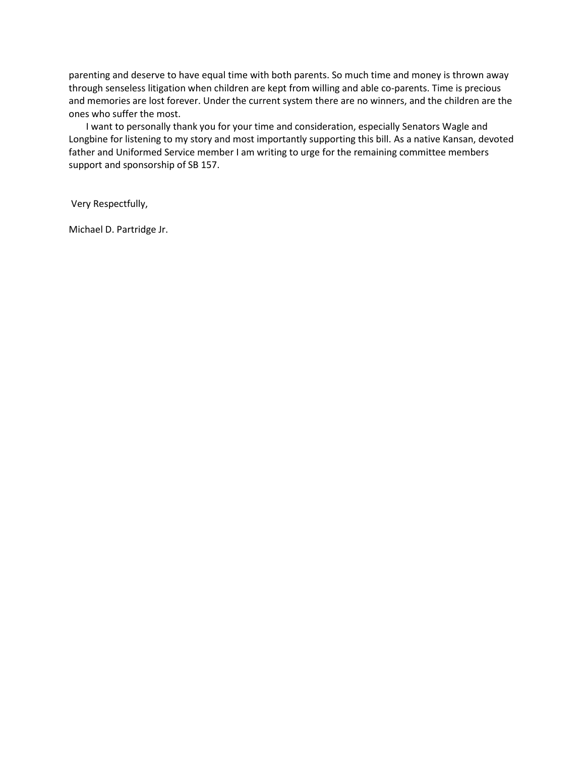parenting and deserve to have equal time with both parents. So much time and money is thrown away through senseless litigation when children are kept from willing and able co-parents. Time is precious and memories are lost forever. Under the current system there are no winners, and the children are the ones who suffer the most.

I want to personally thank you for your time and consideration, especially Senators Wagle and Longbine for listening to my story and most importantly supporting this bill. As a native Kansan, devoted father and Uniformed Service member I am writing to urge for the remaining committee members support and sponsorship of SB 157.

Very Respectfully,

Michael D. Partridge Jr.